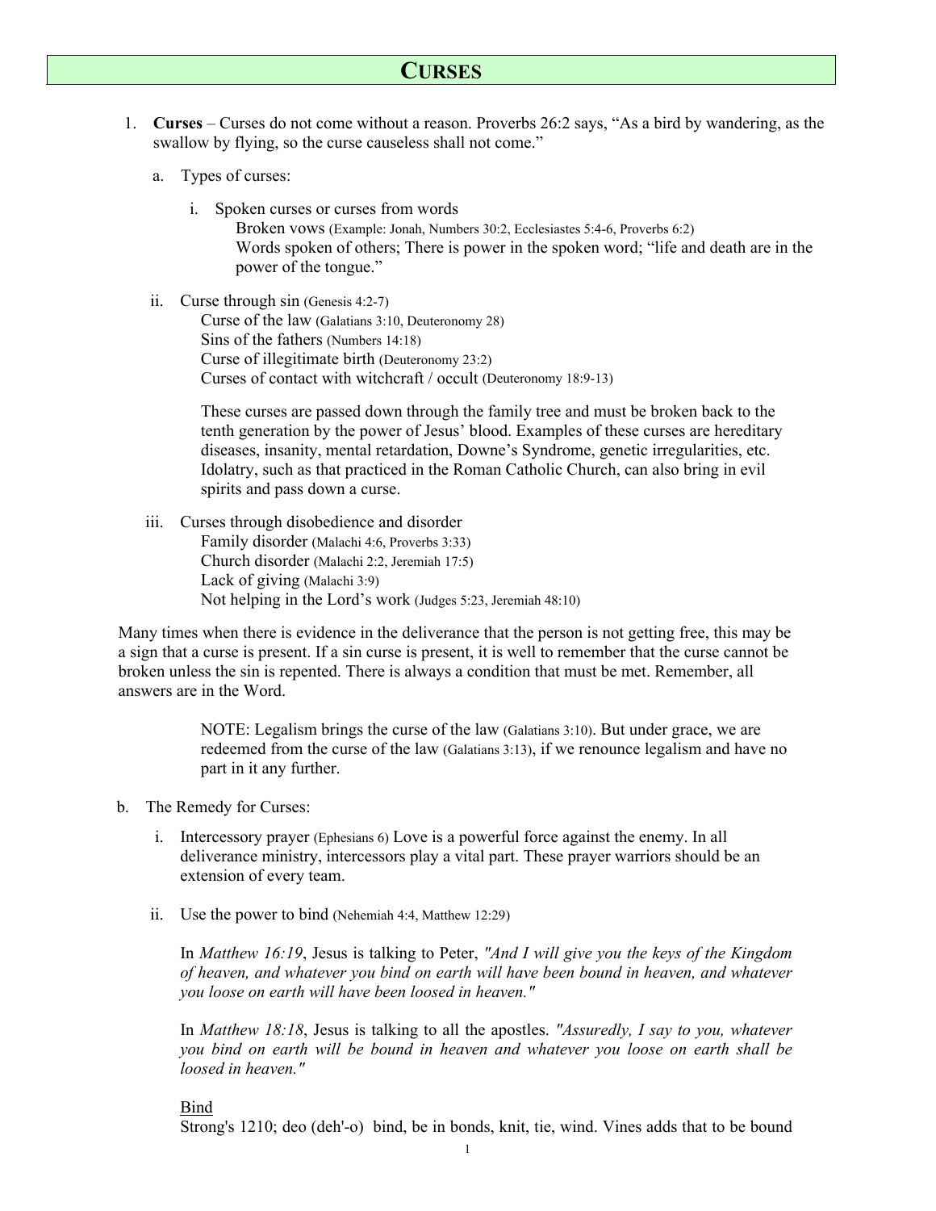# CURSES

1. **Curses** – Curses do not come without a reason. Proverbs 26:2 says, "As a bird by wandering, as the swallow by flying, so the curse causeless shall not come."

   a. Types of curses:

      i. Spoken curses or curses from words
         Broken vows (Example: Jonah, Numbers 30:2, Ecclesiastes 5:4-6, Proverbs 6:2)
         Words spoken of others; There is power in the spoken word; "life and death are in the power of the tongue."

      ii. Curse through sin (Genesis 4:2-7)
         Curse of the law (Galatians 3:10, Deuteronomy 28)
         Sins of the fathers (Numbers 14:18)
         Curse of illegitimate birth (Deuteronomy 23:2)
         Curses of contact with witchcraft / occult (Deuteronomy 18:9-13)

         These curses are passed down through the family tree and must be broken back to the tenth generation by the power of Jesus' blood. Examples of these curses are hereditary diseases, insanity, mental retardation, Downe's Syndrome, genetic irregularities, etc. Idolatry, such as that practiced in the Roman Catholic Church, can also bring in evil spirits and pass down a curse.

      iii. Curses through disobedience and disorder
         Family disorder (Malachi 4:6, Proverbs 3:33)
         Church disorder (Malachi 2:2, Jeremiah 17:5)
         Lack of giving (Malachi 3:9)
         Not helping in the Lord's work (Judges 5:23, Jeremiah 48:10)

Many times when there is evidence in the deliverance that the person is not getting free, this may be a sign that a curse is present. If a sin curse is present, it is well to remember that the curse cannot be broken unless the sin is repented. There is always a condition that must be met. Remember, all answers are in the Word.

> NOTE: Legalism brings the curse of the law (Galatians 3:10). But under grace, we are redeemed from the curse of the law (Galatians 3:13), if we renounce legalism and have no part in it any further.

   b. The Remedy for Curses:

      i. Intercessory prayer (Ephesians 6) Love is a powerful force against the enemy. In all deliverance ministry, intercessors play a vital part. These prayer warriors should be an extension of every team.

      ii. Use the power to bind (Nehemiah 4:4, Matthew 12:29)

         In *Matthew 16:19*, Jesus is talking to Peter, *"And I will give you the keys of the Kingdom of heaven, and whatever you bind on earth will have been bound in heaven, and whatever you loose on earth will have been loosed in heaven."*

         In *Matthew 18:18*, Jesus is talking to all the apostles. *"Assuredly, I say to you, whatever you bind on earth will be bound in heaven and whatever you loose on earth shall be loosed in heaven."*

         <u>Bind</u>
         Strong's 1210; deo (deh'-o) bind, be in bonds, knit, tie, wind. Vines adds that to be bound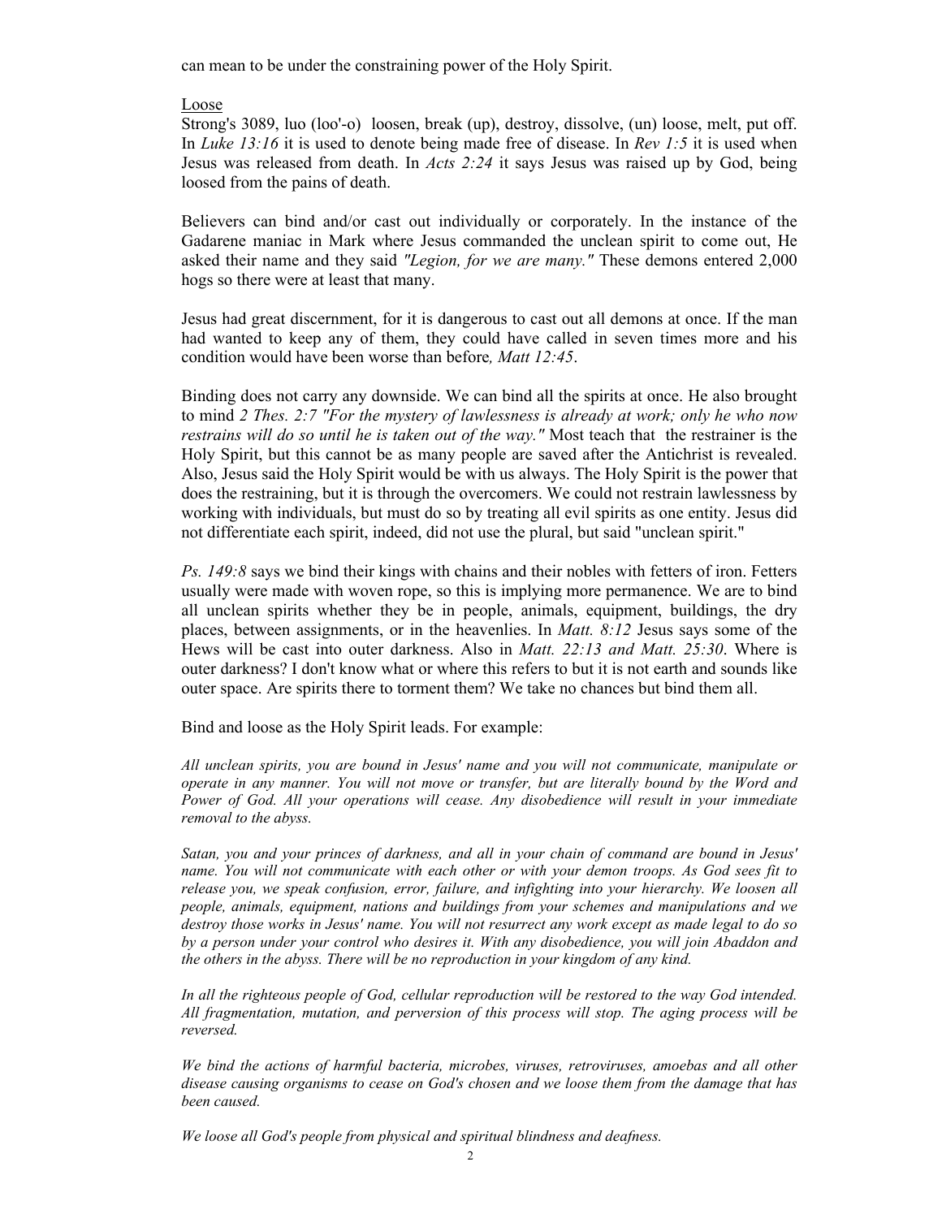can mean to be under the constraining power of the Holy Spirit.

Loose

Strong's 3089, luo (loo'-o) loosen, break (up), destroy, dissolve, (un) loose, melt, put off. In *Luke 13:16* it is used to denote being made free of disease. In *Rev 1:5* it is used when Jesus was released from death. In *Acts 2:24* it says Jesus was raised up by God, being loosed from the pains of death.

Believers can bind and/or cast out individually or corporately. In the instance of the Gadarene maniac in Mark where Jesus commanded the unclean spirit to come out, He asked their name and they said *"Legion, for we are many."* These demons entered 2,000 hogs so there were at least that many.

Jesus had great discernment, for it is dangerous to cast out all demons at once. If the man had wanted to keep any of them, they could have called in seven times more and his condition would have been worse than before*, Matt 12:45*.

Binding does not carry any downside. We can bind all the spirits at once. He also brought to mind *2 Thes. 2:7 "For the mystery of lawlessness is already at work; only he who now restrains will do so until he is taken out of the way."* Most teach that the restrainer is the Holy Spirit, but this cannot be as many people are saved after the Antichrist is revealed. Also, Jesus said the Holy Spirit would be with us always. The Holy Spirit is the power that does the restraining, but it is through the overcomers. We could not restrain lawlessness by working with individuals, but must do so by treating all evil spirits as one entity. Jesus did not differentiate each spirit, indeed, did not use the plural, but said "unclean spirit."

*Ps. 149:8* says we bind their kings with chains and their nobles with fetters of iron. Fetters usually were made with woven rope, so this is implying more permanence. We are to bind all unclean spirits whether they be in people, animals, equipment, buildings, the dry places, between assignments, or in the heavenlies. In *Matt. 8:12* Jesus says some of the Hews will be cast into outer darkness. Also in *Matt. 22:13 and Matt. 25:30*. Where is outer darkness? I don't know what or where this refers to but it is not earth and sounds like outer space. Are spirits there to torment them? We take no chances but bind them all.

Bind and loose as the Holy Spirit leads. For example:

*All unclean spirits, you are bound in Jesus' name and you will not communicate, manipulate or operate in any manner. You will not move or transfer, but are literally bound by the Word and Power of God. All your operations will cease. Any disobedience will result in your immediate removal to the abyss.*

*Satan, you and your princes of darkness, and all in your chain of command are bound in Jesus' name. You will not communicate with each other or with your demon troops. As God sees fit to release you, we speak confusion, error, failure, and infighting into your hierarchy. We loosen all people, animals, equipment, nations and buildings from your schemes and manipulations and we destroy those works in Jesus' name. You will not resurrect any work except as made legal to do so by a person under your control who desires it. With any disobedience, you will join Abaddon and the others in the abyss. There will be no reproduction in your kingdom of any kind.*

*In all the righteous people of God, cellular reproduction will be restored to the way God intended. All fragmentation, mutation, and perversion of this process will stop. The aging process will be reversed.*

*We bind the actions of harmful bacteria, microbes, viruses, retroviruses, amoebas and all other disease causing organisms to cease on God's chosen and we loose them from the damage that has been caused.*

*We loose all God's people from physical and spiritual blindness and deafness.*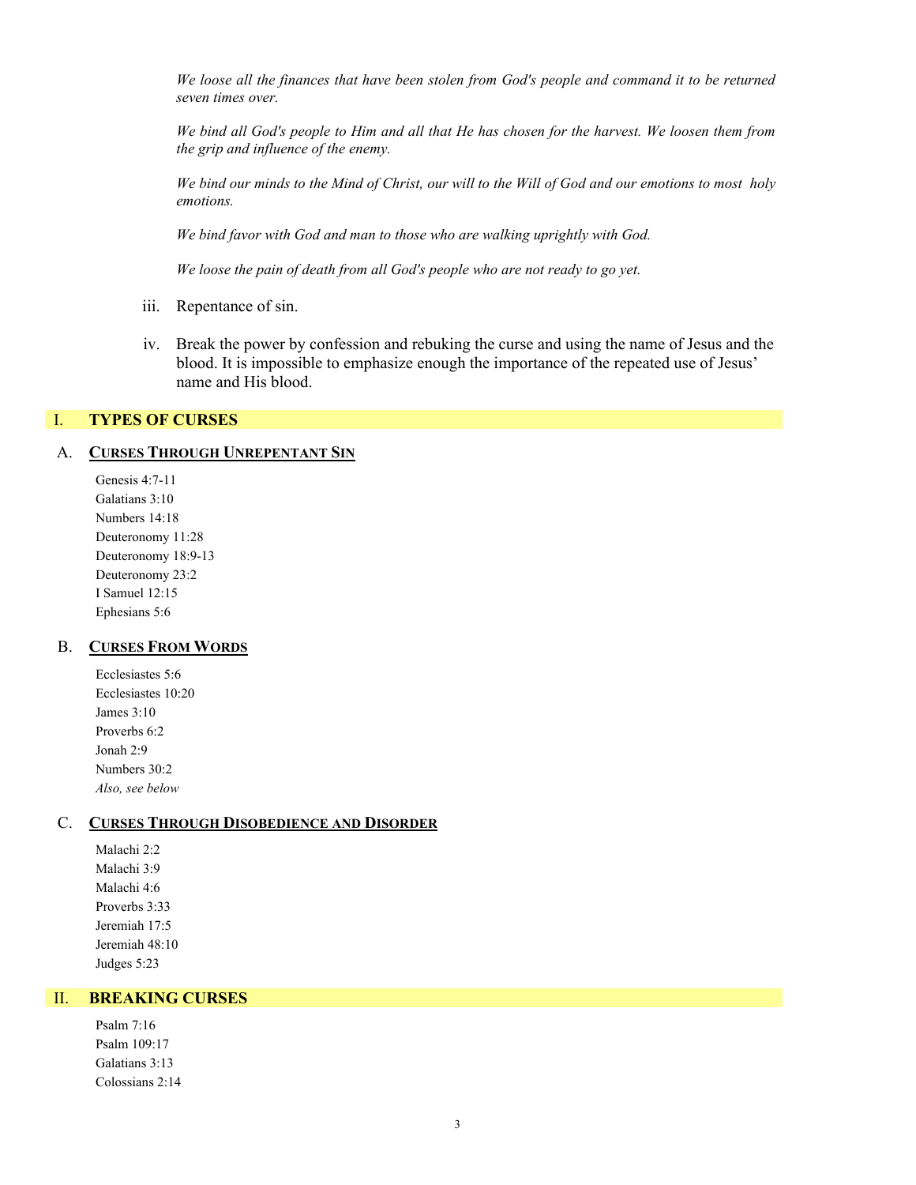*We loose all the finances that have been stolen from God's people and command it to be returned seven times over.*

*We bind all God's people to Him and all that He has chosen for the harvest. We loosen them from the grip and influence of the enemy.*

*We bind our minds to the Mind of Christ, our will to the Will of God and our emotions to most holy emotions.*

*We bind favor with God and man to those who are walking uprightly with God.*

*We loose the pain of death from all God's people who are not ready to go yet.*

iii. Repentance of sin.

iv. Break the power by confession and rebuking the curse and using the name of Jesus and the blood. It is impossible to emphasize enough the importance of the repeated use of Jesus' name and His blood.

## I. TYPES OF CURSES

### A. CURSES THROUGH UNREPENTANT SIN

Genesis 4:7-11
Galatians 3:10
Numbers 14:18
Deuteronomy 11:28
Deuteronomy 18:9-13
Deuteronomy 23:2
I Samuel 12:15
Ephesians 5:6

### B. CURSES FROM WORDS

Ecclesiastes 5:6
Ecclesiastes 10:20
James 3:10
Proverbs 6:2
Jonah 2:9
Numbers 30:2
*Also, see below*

### C. CURSES THROUGH DISOBEDIENCE AND DISORDER

Malachi 2:2
Malachi 3:9
Malachi 4:6
Proverbs 3:33
Jeremiah 17:5
Jeremiah 48:10
Judges 5:23

## II. BREAKING CURSES

Psalm 7:16
Psalm 109:17
Galatians 3:13
Colossians 2:14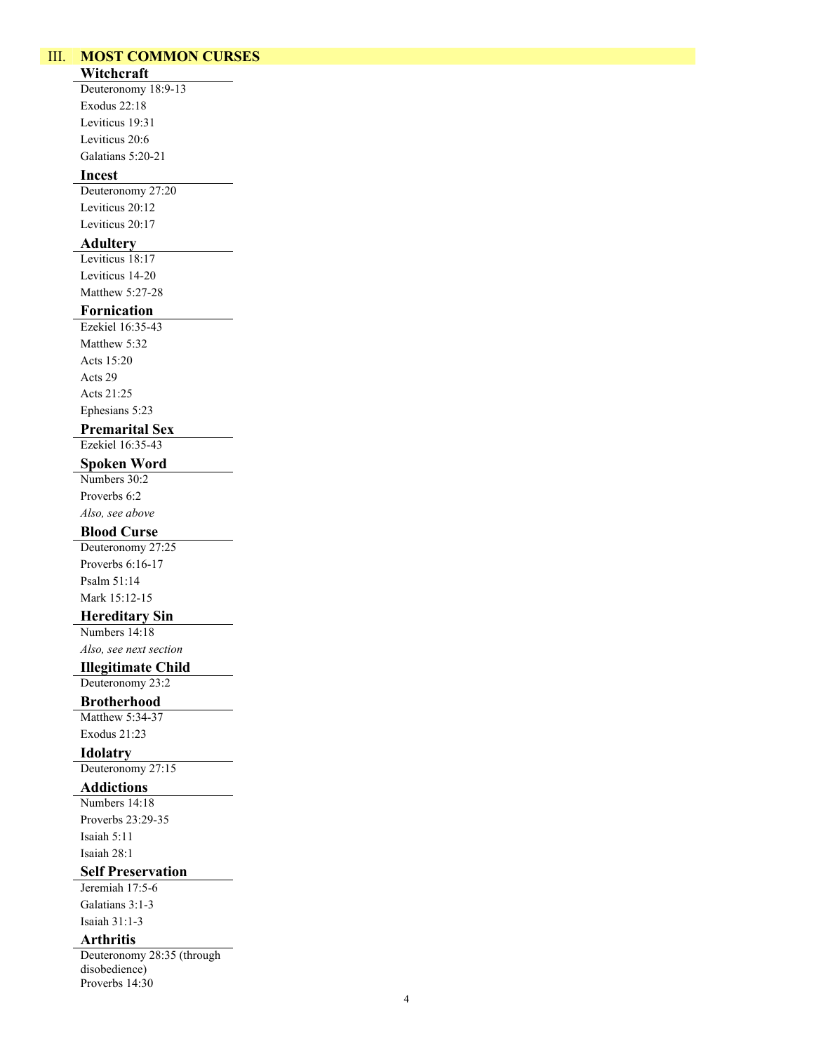## III. MOST COMMON CURSES

### Witchcraft

Deuteronomy 18:9-13
Exodus 22:18
Leviticus 19:31
Leviticus 20:6
Galatians 5:20-21

### Incest

Deuteronomy 27:20
Leviticus 20:12
Leviticus 20:17

### Adultery

Leviticus 18:17
Leviticus 14-20
Matthew 5:27-28

### Fornication

Ezekiel 16:35-43
Matthew 5:32
Acts 15:20
Acts 29
Acts 21:25
Ephesians 5:23

### Premarital Sex

Ezekiel 16:35-43

### Spoken Word

Numbers 30:2
Proverbs 6:2
*Also, see above*

### Blood Curse

Deuteronomy 27:25
Proverbs 6:16-17
Psalm 51:14
Mark 15:12-15

### Hereditary Sin

Numbers 14:18
*Also, see next section*

### Illegitimate Child

Deuteronomy 23:2

### Brotherhood

Matthew 5:34-37
Exodus 21:23

### Idolatry

Deuteronomy 27:15

### Addictions

Numbers 14:18
Proverbs 23:29-35
Isaiah 5:11
Isaiah 28:1

### Self Preservation

Jeremiah 17:5-6
Galatians 3:1-3
Isaiah 31:1-3

### Arthritis

Deuteronomy 28:35 (through disobedience)
Proverbs 14:30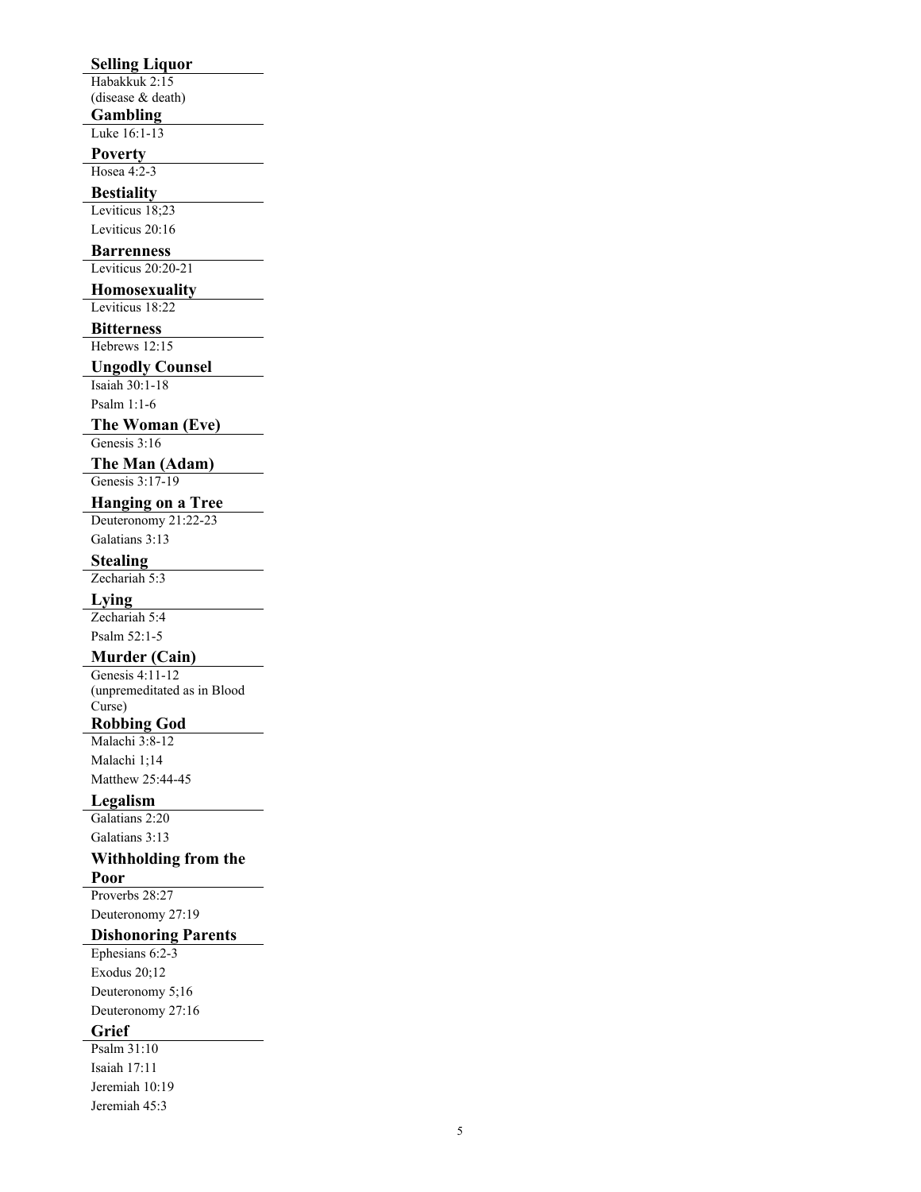**Selling Liquor**

Habakkuk 2:15
(disease & death)

**Gambling**

Luke 16:1-13

**Poverty**

Hosea 4:2-3

**Bestiality**

Leviticus 18;23

Leviticus 20:16

**Barrenness**

Leviticus 20:20-21

**Homosexuality**

Leviticus 18:22

**Bitterness**

Hebrews 12:15

**Ungodly Counsel**

Isaiah 30:1-18

Psalm 1:1-6

**The Woman (Eve)**

Genesis 3:16

**The Man (Adam)**

Genesis 3:17-19

**Hanging on a Tree**

Deuteronomy 21:22-23

Galatians 3:13

**Stealing**

Zechariah 5:3

**Lying**

Zechariah 5:4

Psalm 52:1-5

**Murder (Cain)**

Genesis 4:11-12
(unpremeditated as in Blood Curse)

**Robbing God**

Malachi 3:8-12

Malachi 1;14

Matthew 25:44-45

**Legalism**

Galatians 2:20

Galatians 3:13

**Withholding from the Poor**

Proverbs 28:27

Deuteronomy 27:19

**Dishonoring Parents**

Ephesians 6:2-3

Exodus 20;12

Deuteronomy 5;16

Deuteronomy 27:16

**Grief**

Psalm 31:10

Isaiah 17:11

Jeremiah 10:19

Jeremiah 45:3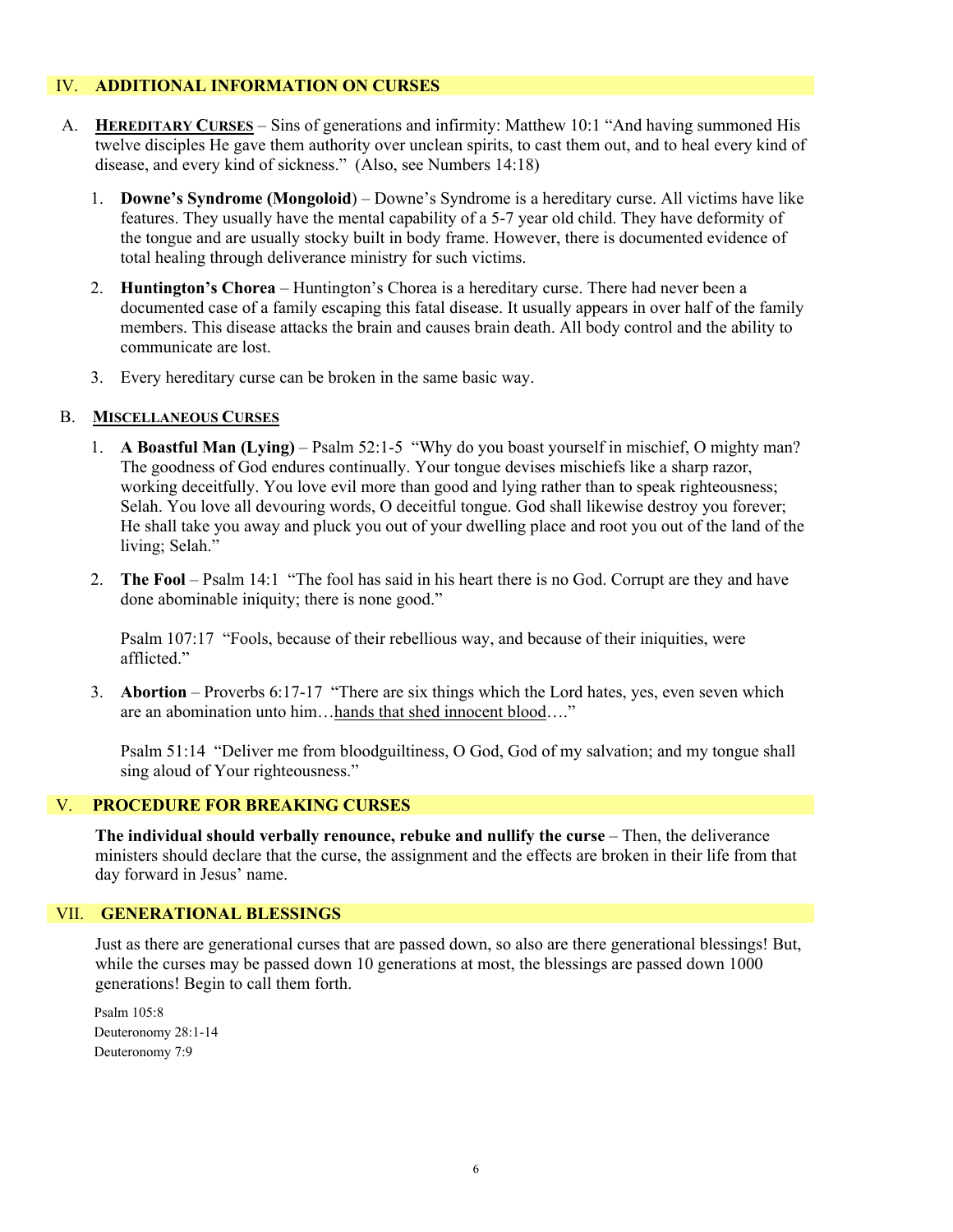## IV. ADDITIONAL INFORMATION ON CURSES

A. **HEREDITARY CURSES** – Sins of generations and infirmity: Matthew 10:1 "And having summoned His twelve disciples He gave them authority over unclean spirits, to cast them out, and to heal every kind of disease, and every kind of sickness." (Also, see Numbers 14:18)

1. **Downe's Syndrome (Mongoloid**) – Downe's Syndrome is a hereditary curse. All victims have like features. They usually have the mental capability of a 5-7 year old child. They have deformity of the tongue and are usually stocky built in body frame. However, there is documented evidence of total healing through deliverance ministry for such victims.

2. **Huntington's Chorea** – Huntington's Chorea is a hereditary curse. There had never been a documented case of a family escaping this fatal disease. It usually appears in over half of the family members. This disease attacks the brain and causes brain death. All body control and the ability to communicate are lost.

3. Every hereditary curse can be broken in the same basic way.

B. **MISCELLANEOUS CURSES**

1. **A Boastful Man (Lying)** – Psalm 52:1-5 "Why do you boast yourself in mischief, O mighty man? The goodness of God endures continually. Your tongue devises mischiefs like a sharp razor, working deceitfully. You love evil more than good and lying rather than to speak righteousness; Selah. You love all devouring words, O deceitful tongue. God shall likewise destroy you forever; He shall take you away and pluck you out of your dwelling place and root you out of the land of the living; Selah."

2. **The Fool** – Psalm 14:1 "The fool has said in his heart there is no God. Corrupt are they and have done abominable iniquity; there is none good."

   Psalm 107:17 "Fools, because of their rebellious way, and because of their iniquities, were afflicted."

3. **Abortion** – Proverbs 6:17-17 "There are six things which the Lord hates, yes, even seven which are an abomination unto him…<u>hands that shed innocent blood</u>…."

   Psalm 51:14 "Deliver me from bloodguiltiness, O God, God of my salvation; and my tongue shall sing aloud of Your righteousness."

## V. PROCEDURE FOR BREAKING CURSES

**The individual should verbally renounce, rebuke and nullify the curse** – Then, the deliverance ministers should declare that the curse, the assignment and the effects are broken in their life from that day forward in Jesus' name.

## VII. GENERATIONAL BLESSINGS

Just as there are generational curses that are passed down, so also are there generational blessings! But, while the curses may be passed down 10 generations at most, the blessings are passed down 1000 generations! Begin to call them forth.

Psalm 105:8
Deuteronomy 28:1-14
Deuteronomy 7:9